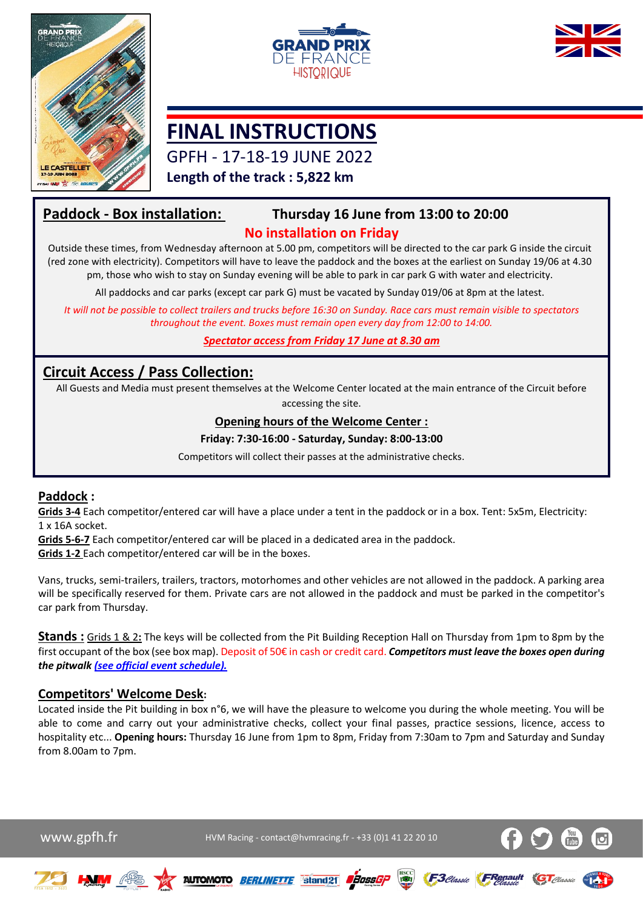# FINAL INSTRUCTIONS

GPFH - 17-18-19 JUNE 2022

**Length of the track : 5,822 km**

## Paddock - Box installation: Thursday 16 June from 13:00 to 20:00

**No installation on Friday**

Outside these times, from Wednesday afternoon at 5.00 pm, competitors will be directed to the car park G inside the circuit (red zone with electricity). Competitors will have to leave the paddock and the boxes at the earliest on Sunday 19/06 at 4.30 pm, those who wish to stay on Sunday evening will be able to park in car park G with water and electricity.

All paddocks and car parks (except car park G) must be vacated by Sunday 019/06 at 8pm at the latest.

*It will not be possible to collect trailers and trucks before 16:30 on Sunday. Race cars must remain visible to spectators throughout the event. Boxes must remain open every day from 12:00 to 14:00.*

***Spectator access from Friday 17 June at 8.30 am***

## Circuit Access / Pass Collection:

All Guests and Media must present themselves at the Welcome Center located at the main entrance of the Circuit before accessing the site.

**Opening hours of the Welcome Center :**

**Friday: 7:30-16:00 - Saturday, Sunday: 8:00-13:00**

Competitors will collect their passes at the administrative checks.

## Paddock :

**Grids 3-4** Each competitor/entered car will have a place under a tent in the paddock or in a box. Tent: 5x5m, Electricity: 1 x 16A socket.

**Grids 5-6-7** Each competitor/entered car will be placed in a dedicated area in the paddock.

**Grids 1-2** Each competitor/entered car will be in the boxes.

Vans, trucks, semi-trailers, trailers, tractors, motorhomes and other vehicles are not allowed in the paddock. A parking area will be specifically reserved for them. Private cars are not allowed in the paddock and must be parked in the competitor's car park from Thursday.

**Stands :** Grids 1 & 2**:** The keys will be collected from the Pit Building Reception Hall on Thursday from 1pm to 8pm by the first occupant of the box (see box map). Deposit of 50€ in cash or credit card. ***Competitors must leave the boxes open during the pitwalk*** ***(see official event schedule).***

## Competitors' Welcome Desk:

Located inside the Pit building in box n°6, we will have the pleasure to welcome you during the whole meeting. You will be able to come and carry out your administrative checks, collect your final passes, practice sessions, licence, access to hospitality etc... **Opening hours:** Thursday 16 June from 1pm to 8pm, Friday from 7:30am to 7pm and Saturday and Sunday from 8.00am to 7pm.

www.gpfh.fr HVM Racing - contact@hvmracing.fr - +33 (0)1 41 22 20 10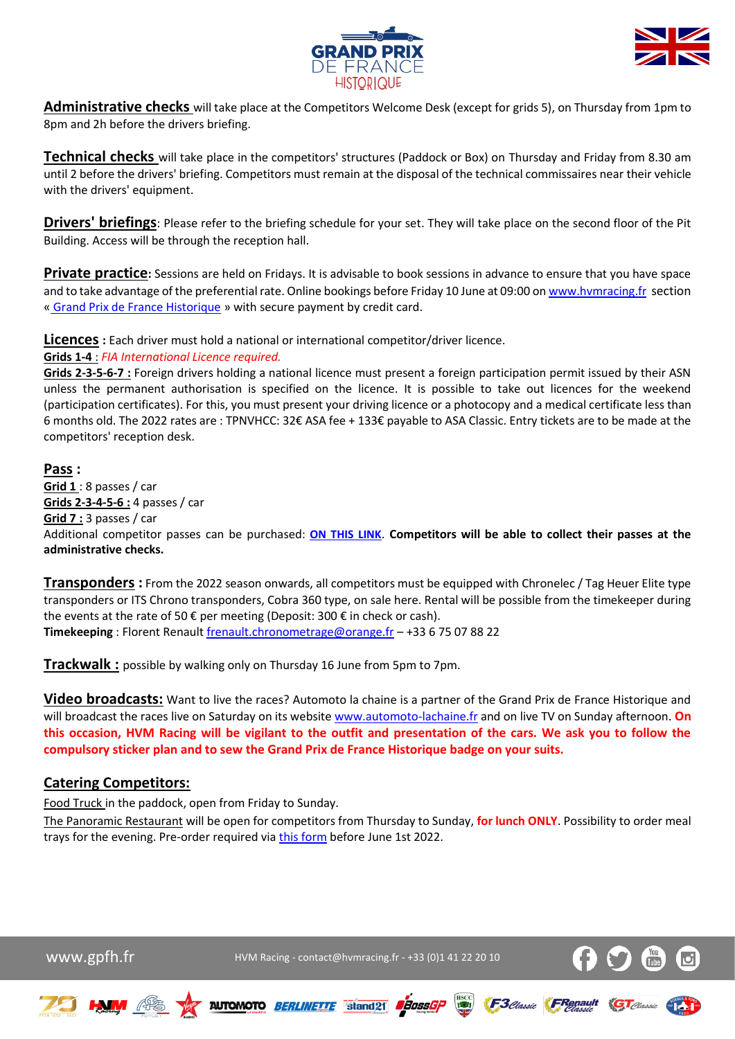**Administrative checks** will take place at the Competitors Welcome Desk (except for grids 5), on Thursday from 1pm to 8pm and 2h before the drivers briefing.

**Technical checks** will take place in the competitors' structures (Paddock or Box) on Thursday and Friday from 8.30 am until 2 before the drivers' briefing. Competitors must remain at the disposal of the technical commissaires near their vehicle with the drivers' equipment.

**Drivers' briefings**: Please refer to the briefing schedule for your set. They will take place on the second floor of the Pit Building. Access will be through the reception hall.

**Private practice**: Sessions are held on Fridays. It is advisable to book sessions in advance to ensure that you have space and to take advantage of the preferential rate. Online bookings before Friday 10 June at 09:00 on www.hvmracing.fr section « Grand Prix de France Historique » with secure payment by credit card.

**Licences** : Each driver must hold a national or international competitor/driver licence.

**Grids 1-4** : *FIA International Licence required.*

**Grids 2-3-5-6-7 :** Foreign drivers holding a national licence must present a foreign participation permit issued by their ASN unless the permanent authorisation is specified on the licence. It is possible to take out licences for the weekend (participation certificates). For this, you must present your driving licence or a photocopy and a medical certificate less than 6 months old. The 2022 rates are : TPNVHCC: 32€ ASA fee + 133€ payable to ASA Classic. Entry tickets are to be made at the competitors' reception desk.

**Pass :**

**Grid 1** : 8 passes / car

**Grids 2-3-4-5-6 :** 4 passes / car

**Grid 7 :** 3 passes / car

Additional competitor passes can be purchased: **ON THIS LINK**. **Competitors will be able to collect their passes at the administrative checks.**

**Transponders :** From the 2022 season onwards, all competitors must be equipped with Chronelec / Tag Heuer Elite type transponders or ITS Chrono transponders, Cobra 360 type, on sale here. Rental will be possible from the timekeeper during the events at the rate of 50 € per meeting (Deposit: 300 € in check or cash).

**Timekeeping** : Florent Renault frenault.chronometrage@orange.fr – +33 6 75 07 88 22

**Trackwalk :** possible by walking only on Thursday 16 June from 5pm to 7pm.

**Video broadcasts:** Want to live the races? Automoto la chaine is a partner of the Grand Prix de France Historique and will broadcast the races live on Saturday on its website www.automoto-lachaine.fr and on live TV on Sunday afternoon. **On this occasion, HVM Racing will be vigilant to the outfit and presentation of the cars. We ask you to follow the compulsory sticker plan and to sew the Grand Prix de France Historique badge on your suits.**

**Catering Competitors:**

Food Truck in the paddock, open from Friday to Sunday.

The Panoramic Restaurant will be open for competitors from Thursday to Sunday, **for lunch ONLY**. Possibility to order meal trays for the evening. Pre-order required via this form before June 1st 2022.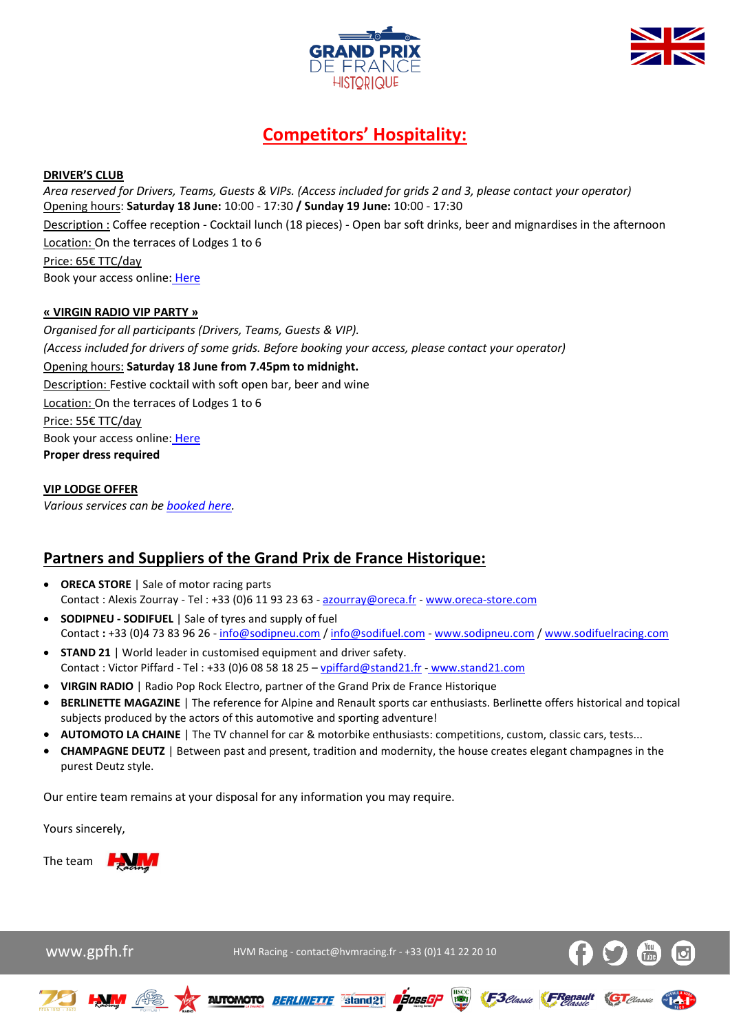# Competitors' Hospitality:

**DRIVER'S CLUB**

*Area reserved for Drivers, Teams, Guests & VIPs. (Access included for grids 2 and 3, please contact your operator)*

Opening hours: **Saturday 18 June:** 10:00 - 17:30 **/ Sunday 19 June:** 10:00 - 17:30

Description : Coffee reception - Cocktail lunch (18 pieces) - Open bar soft drinks, beer and mignardises in the afternoon

Location: On the terraces of Lodges 1 to 6

Price: 65€ TTC/day

Book your access online: Here

**« VIRGIN RADIO VIP PARTY »**

*Organised for all participants (Drivers, Teams, Guests & VIP).*

*(Access included for drivers of some grids. Before booking your access, please contact your operator)*

Opening hours: **Saturday 18 June from 7.45pm to midnight.**

Description: Festive cocktail with soft open bar, beer and wine

Location: On the terraces of Lodges 1 to 6

Price: 55€ TTC/day

Book your access online: Here

**Proper dress required**

**VIP LODGE OFFER**

*Various services can be booked here.*

## Partners and Suppliers of the Grand Prix de France Historique:

- **ORECA STORE** | Sale of motor racing parts
  Contact : Alexis Zourray - Tel : +33 (0)6 11 93 23 63 - azourray@oreca.fr - www.oreca-store.com
- **SODIPNEU - SODIFUEL** | Sale of tyres and supply of fuel
  Contact **:** +33 (0)4 73 83 96 26 - info@sodipneu.com / info@sodifuel.com - www.sodipneu.com / www.sodifuelracing.com
- **STAND 21** | World leader in customised equipment and driver safety.
  Contact : Victor Piffard - Tel : +33 (0)6 08 58 18 25 – vpiffard@stand21.fr - www.stand21.com
- **VIRGIN RADIO** | Radio Pop Rock Electro, partner of the Grand Prix de France Historique
- **BERLINETTE MAGAZINE** | The reference for Alpine and Renault sports car enthusiasts. Berlinette offers historical and topical subjects produced by the actors of this automotive and sporting adventure!
- **AUTOMOTO LA CHAINE** | The TV channel for car & motorbike enthusiasts: competitions, custom, classic cars, tests...
- **CHAMPAGNE DEUTZ** | Between past and present, tradition and modernity, the house creates elegant champagnes in the purest Deutz style.

Our entire team remains at your disposal for any information you may require.

Yours sincerely,

The team HVM Racing

www.gpfh.fr HVM Racing - contact@hvmracing.fr - +33 (0)1 41 22 20 10